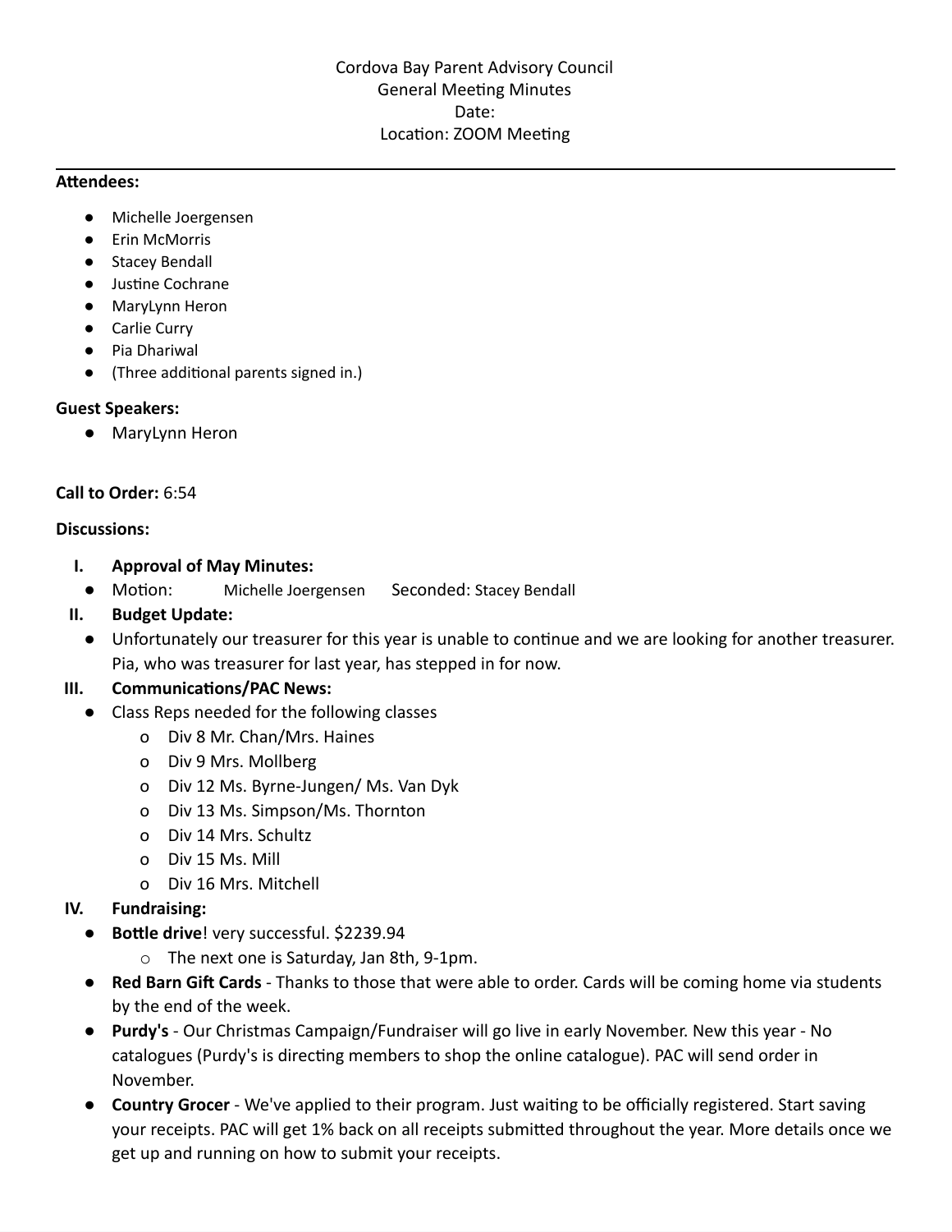Cordova Bay Parent Advisory Council
General Meeting Minutes
Date:
Location: ZOOM Meeting

---

**Attendees:**

- Michelle Joergensen
- Erin McMorris
- Stacey Bendall
- Justine Cochrane
- MaryLynn Heron
- Carlie Curry
- Pia Dhariwal
- (Three additional parents signed in.)

**Guest Speakers:**

- MaryLynn Heron

**Call to Order:** 6:54

**Discussions:**

I. **Approval of May Minutes:**
   - Motion: Michelle Joergensen Seconded: Stacey Bendall

II. **Budget Update:**
   - Unfortunately our treasurer for this year is unable to continue and we are looking for another treasurer. Pia, who was treasurer for last year, has stepped in for now.

III. **Communications/PAC News:**
   - Class Reps needed for the following classes
     - Div 8 Mr. Chan/Mrs. Haines
     - Div 9 Mrs. Mollberg
     - Div 12 Ms. Byrne-Jungen/ Ms. Van Dyk
     - Div 13 Ms. Simpson/Ms. Thornton
     - Div 14 Mrs. Schultz
     - Div 15 Ms. Mill
     - Div 16 Mrs. Mitchell

IV. **Fundraising:**
   - **Bottle drive**! very successful. $2239.94
     - The next one is Saturday, Jan 8th, 9-1pm.
   - **Red Barn Gift Cards** - Thanks to those that were able to order. Cards will be coming home via students by the end of the week.
   - **Purdy's** - Our Christmas Campaign/Fundraiser will go live in early November. New this year - No catalogues (Purdy's is directing members to shop the online catalogue). PAC will send order in November.
   - **Country Grocer** - We've applied to their program. Just waiting to be officially registered. Start saving your receipts. PAC will get 1% back on all receipts submitted throughout the year. More details once we get up and running on how to submit your receipts.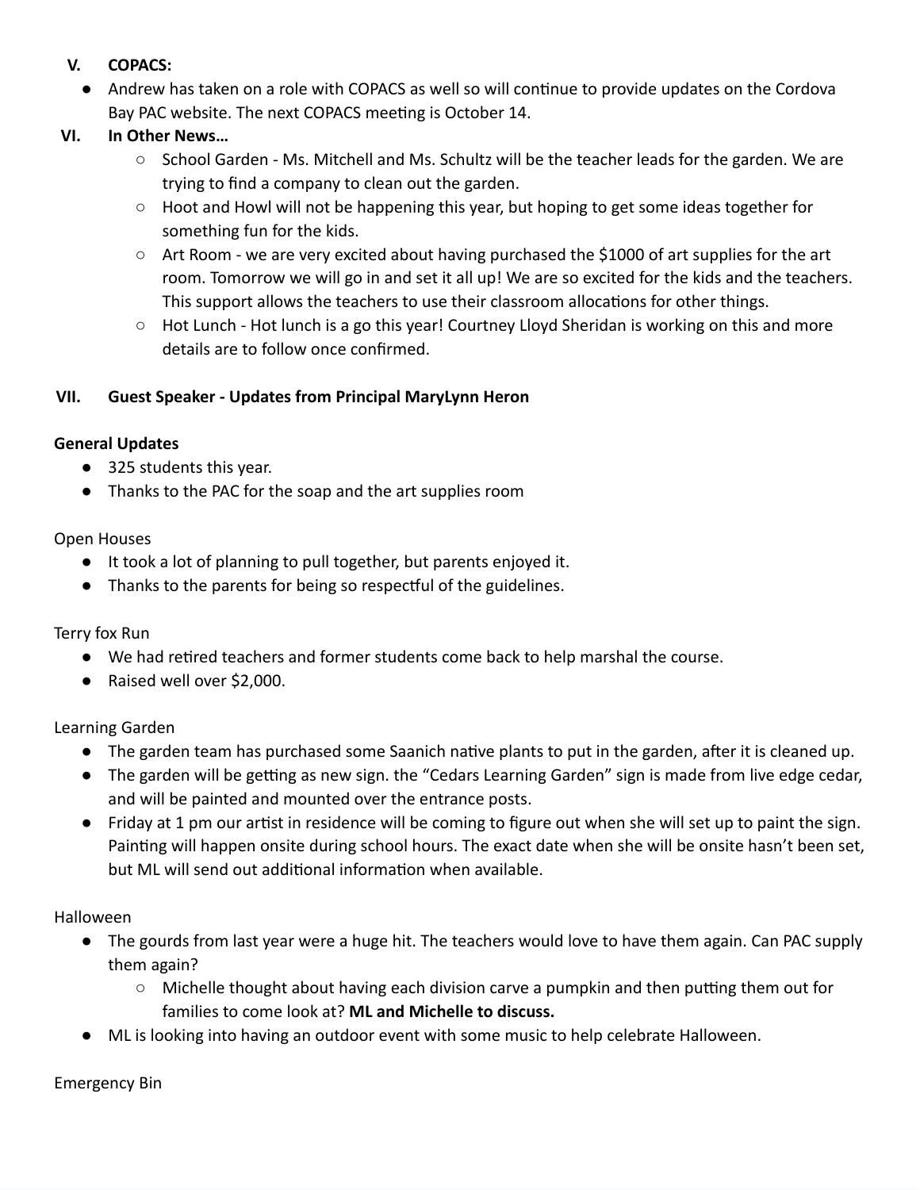## V. COPACS:

- Andrew has taken on a role with COPACS as well so will continue to provide updates on the Cordova Bay PAC website. The next COPACS meeting is October 14.

## VI. In Other News…

  - School Garden - Ms. Mitchell and Ms. Schultz will be the teacher leads for the garden. We are trying to find a company to clean out the garden.
  - Hoot and Howl will not be happening this year, but hoping to get some ideas together for something fun for the kids.
  - Art Room - we are very excited about having purchased the $1000 of art supplies for the art room. Tomorrow we will go in and set it all up! We are so excited for the kids and the teachers. This support allows the teachers to use their classroom allocations for other things.
  - Hot Lunch - Hot lunch is a go this year! Courtney Lloyd Sheridan is working on this and more details are to follow once confirmed.

## VII. Guest Speaker - Updates from Principal MaryLynn Heron

**General Updates**

- 325 students this year.
- Thanks to the PAC for the soap and the art supplies room

Open Houses

- It took a lot of planning to pull together, but parents enjoyed it.
- Thanks to the parents for being so respectful of the guidelines.

Terry fox Run

- We had retired teachers and former students come back to help marshal the course.
- Raised well over $2,000.

Learning Garden

- The garden team has purchased some Saanich native plants to put in the garden, after it is cleaned up.
- The garden will be getting as new sign. the "Cedars Learning Garden" sign is made from live edge cedar, and will be painted and mounted over the entrance posts.
- Friday at 1 pm our artist in residence will be coming to figure out when she will set up to paint the sign. Painting will happen onsite during school hours. The exact date when she will be onsite hasn't been set, but ML will send out additional information when available.

Halloween

- The gourds from last year were a huge hit. The teachers would love to have them again. Can PAC supply them again?
  - Michelle thought about having each division carve a pumpkin and then putting them out for families to come look at? **ML and Michelle to discuss.**
- ML is looking into having an outdoor event with some music to help celebrate Halloween.

Emergency Bin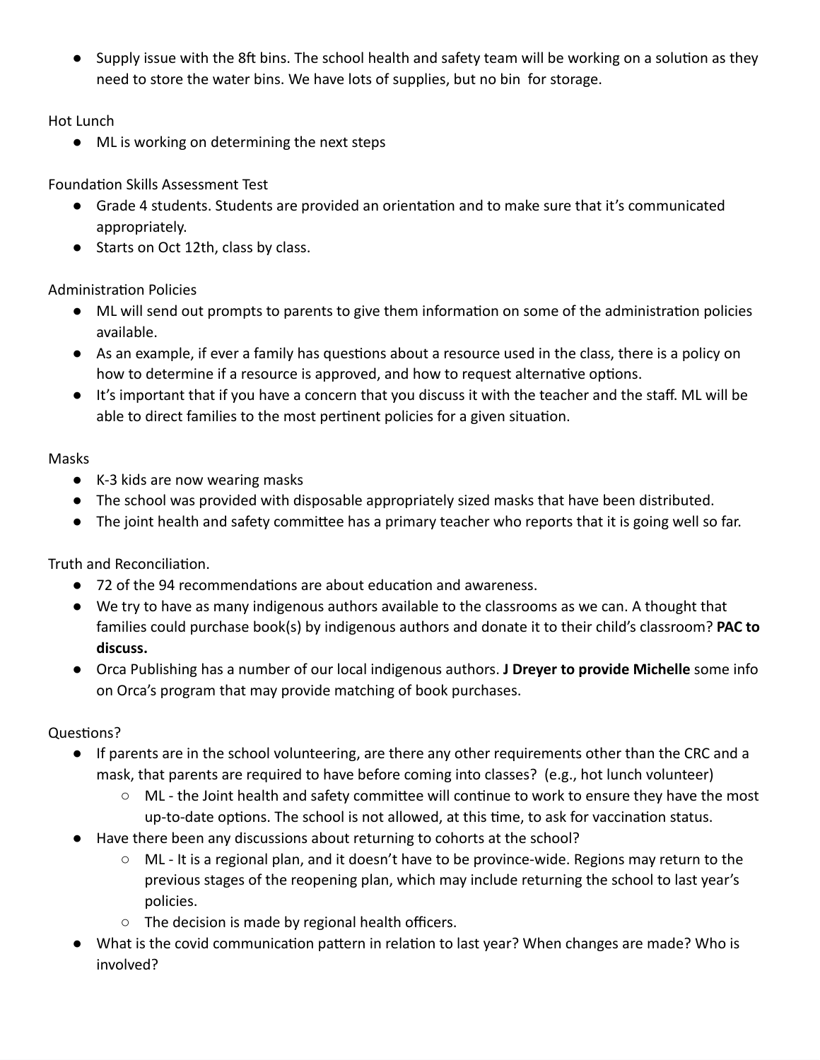- Supply issue with the 8ft bins. The school health and safety team will be working on a solution as they need to store the water bins. We have lots of supplies, but no bin  for storage.

Hot Lunch

- ML is working on determining the next steps

Foundation Skills Assessment Test

- Grade 4 students. Students are provided an orientation and to make sure that it's communicated appropriately.
- Starts on Oct 12th, class by class.

Administration Policies

- ML will send out prompts to parents to give them information on some of the administration policies available.
- As an example, if ever a family has questions about a resource used in the class, there is a policy on how to determine if a resource is approved, and how to request alternative options.
- It's important that if you have a concern that you discuss it with the teacher and the staff. ML will be able to direct families to the most pertinent policies for a given situation.

Masks

- K-3 kids are now wearing masks
- The school was provided with disposable appropriately sized masks that have been distributed.
- The joint health and safety committee has a primary teacher who reports that it is going well so far.

Truth and Reconciliation.

- 72 of the 94 recommendations are about education and awareness.
- We try to have as many indigenous authors available to the classrooms as we can. A thought that families could purchase book(s) by indigenous authors and donate it to their child's classroom? **PAC to discuss.**
- Orca Publishing has a number of our local indigenous authors. **J Dreyer to provide Michelle** some info on Orca's program that may provide matching of book purchases.

Questions?

- If parents are in the school volunteering, are there any other requirements other than the CRC and a mask, that parents are required to have before coming into classes?  (e.g., hot lunch volunteer)
    - ML - the Joint health and safety committee will continue to work to ensure they have the most up-to-date options. The school is not allowed, at this time, to ask for vaccination status.
- Have there been any discussions about returning to cohorts at the school?
    - ML - It is a regional plan, and it doesn't have to be province-wide. Regions may return to the previous stages of the reopening plan, which may include returning the school to last year's policies.
    - The decision is made by regional health officers.
- What is the covid communication pattern in relation to last year? When changes are made? Who is involved?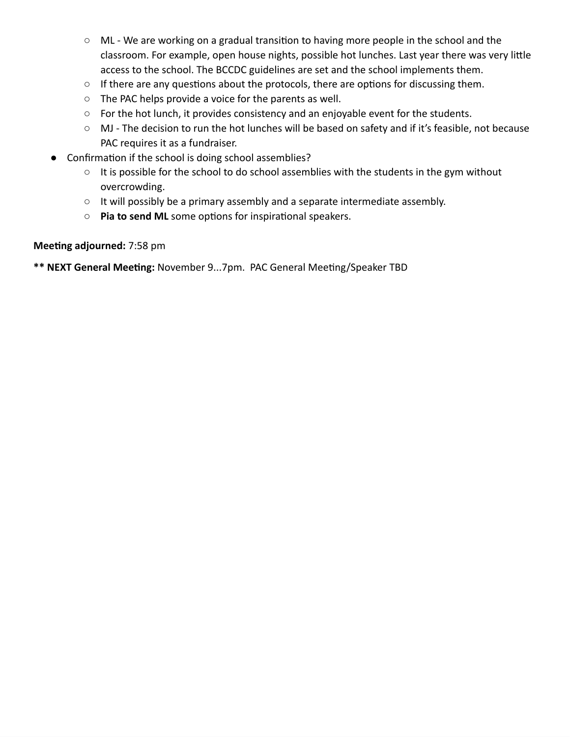- ML - We are working on a gradual transition to having more people in the school and the classroom. For example, open house nights, possible hot lunches. Last year there was very little access to the school. The BCCDC guidelines are set and the school implements them.
    - If there are any questions about the protocols, there are options for discussing them.
    - The PAC helps provide a voice for the parents as well.
    - For the hot lunch, it provides consistency and an enjoyable event for the students.
    - MJ - The decision to run the hot lunches will be based on safety and if it's feasible, not because PAC requires it as a fundraiser.
- Confirmation if the school is doing school assemblies?
    - It is possible for the school to do school assemblies with the students in the gym without overcrowding.
    - It will possibly be a primary assembly and a separate intermediate assembly.
    - **Pia to send ML** some options for inspirational speakers.

**Meeting adjourned:** 7:58 pm

**** NEXT General Meeting:** November 9...7pm. PAC General Meeting/Speaker TBD